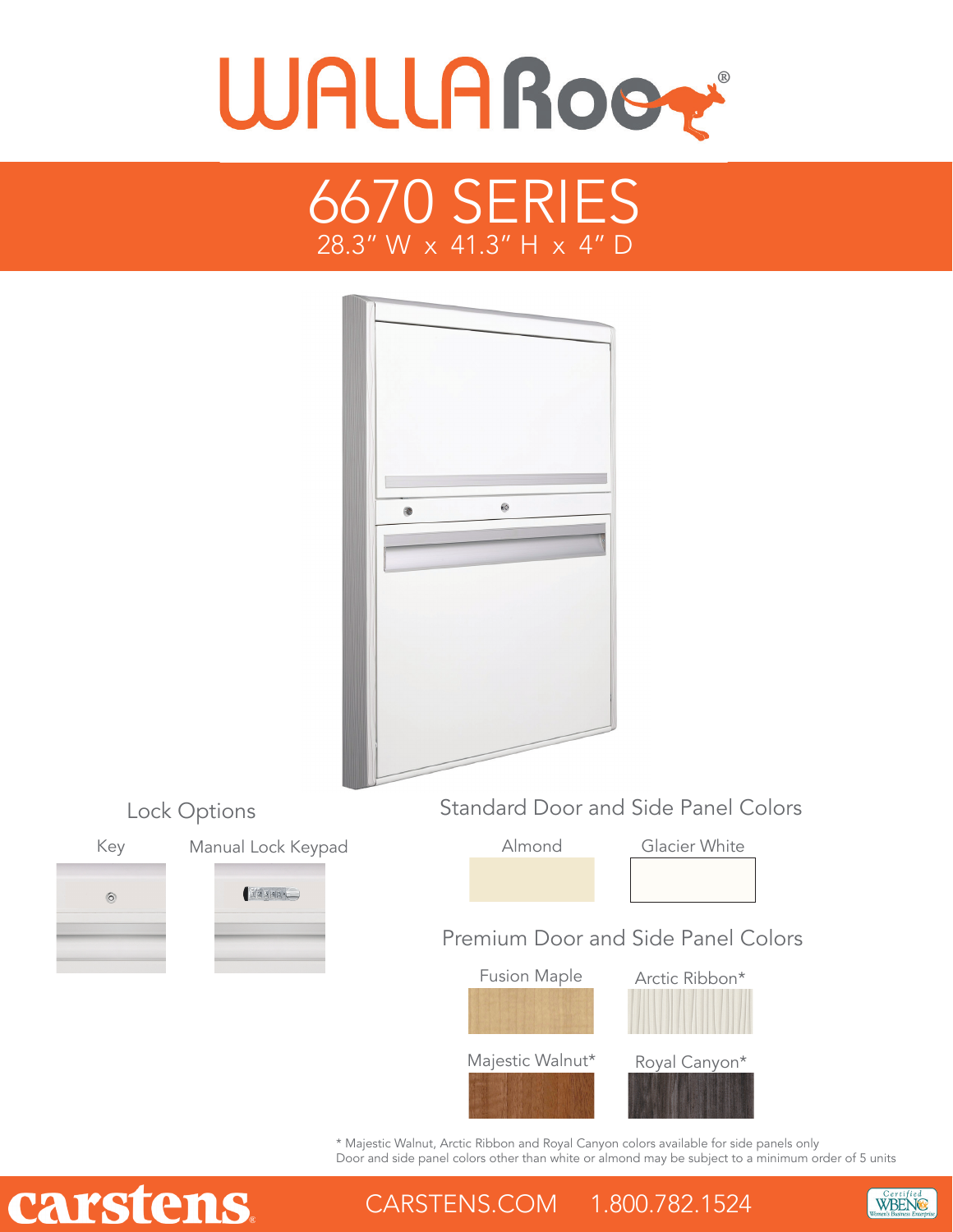# WALLAROO®

## 6670 SERIES

28.3" W x 41.3" H x 4" D

### Lock Options

Key

Manual Lock Keypad

### Standard Door and Side Panel Colors

Almond

Glacier White

### Premium Door and Side Panel Colors

Fusion Maple

Arctic Ribbon*

Majestic Walnut*

Royal Canyon*

* Majestic Walnut, Arctic Ribbon and Royal Canyon colors available for side panels only
Door and side panel colors other than white or almond may be subject to a minimum order of 5 units

carstens® CARSTENS.COM 1.800.782.1524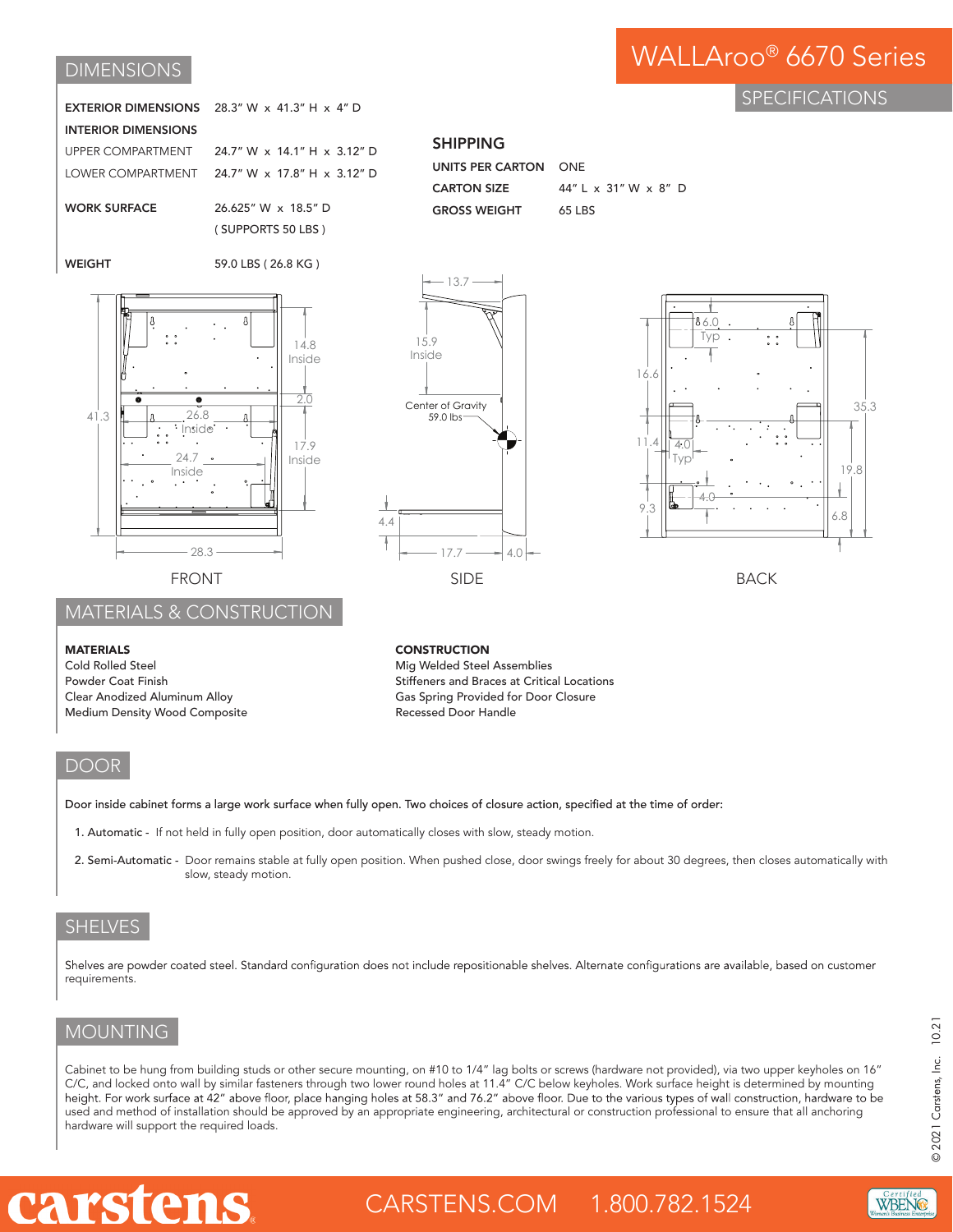# WALLAroo® 6670 Series

## SPECIFICATIONS

## DIMENSIONS

| | |
|---|---|
| **EXTERIOR DIMENSIONS** | 28.3" W x 41.3" H x 4" D |
| **INTERIOR DIMENSIONS** | |
| UPPER COMPARTMENT | 24.7" W x 14.1" H x 3.12" D |
| LOWER COMPARTMENT | 24.7" W x 17.8" H x 3.12" D |
| **WORK SURFACE** | 26.625" W x 18.5" D<br>( SUPPORTS 50 LBS ) |
| **WEIGHT** | 59.0 LBS ( 26.8 KG ) |

### SHIPPING

| | |
|---|---|
| **UNITS PER CARTON** | ONE |
| **CARTON SIZE** | 44" L x 31" W x 8" D |
| **GROSS WEIGHT** | 65 LBS |

41.3
14.8 Inside
2.0
26.8 Inside
24.7 Inside
17.9 Inside
28.3
FRONT

13.7
15.9 Inside
Center of Gravity
59.0 lbs
4.4
17.7
4.0
SIDE

6.0 Typ
16.6
11.4
4.0 Typ
9.3
4.0
35.3
19.8
6.8
BACK

## MATERIALS & CONSTRUCTION

**MATERIALS**
Cold Rolled Steel
Powder Coat Finish
Clear Anodized Aluminum Alloy
Medium Density Wood Composite

**CONSTRUCTION**
Mig Welded Steel Assemblies
Stiffeners and Braces at Critical Locations
Gas Spring Provided for Door Closure
Recessed Door Handle

## DOOR

Door inside cabinet forms a large work surface when fully open. Two choices of closure action, specified at the time of order:

1. Automatic - If not held in fully open position, door automatically closes with slow, steady motion.
2. Semi-Automatic - Door remains stable at fully open position. When pushed close, door swings freely for about 30 degrees, then closes automatically with slow, steady motion.

## SHELVES

Shelves are powder coated steel. Standard configuration does not include repositionable shelves. Alternate configurations are available, based on customer requirements.

## MOUNTING

Cabinet to be hung from building studs or other secure mounting, on #10 to 1/4" lag bolts or screws (hardware not provided), via two upper keyholes on 16" C/C, and locked onto wall by similar fasteners through two lower round holes at 11.4" C/C below keyholes. Work surface height is determined by mounting height. For work surface at 42" above floor, place hanging holes at 58.3" and 76.2" above floor. Due to the various types of wall construction, hardware to be used and method of installation should be approved by an appropriate engineering, architectural or construction professional to ensure that all anchoring hardware will support the required loads.

© 2021 Carstens, Inc. 10.21

carstens CARSTENS.COM 1.800.782.1524